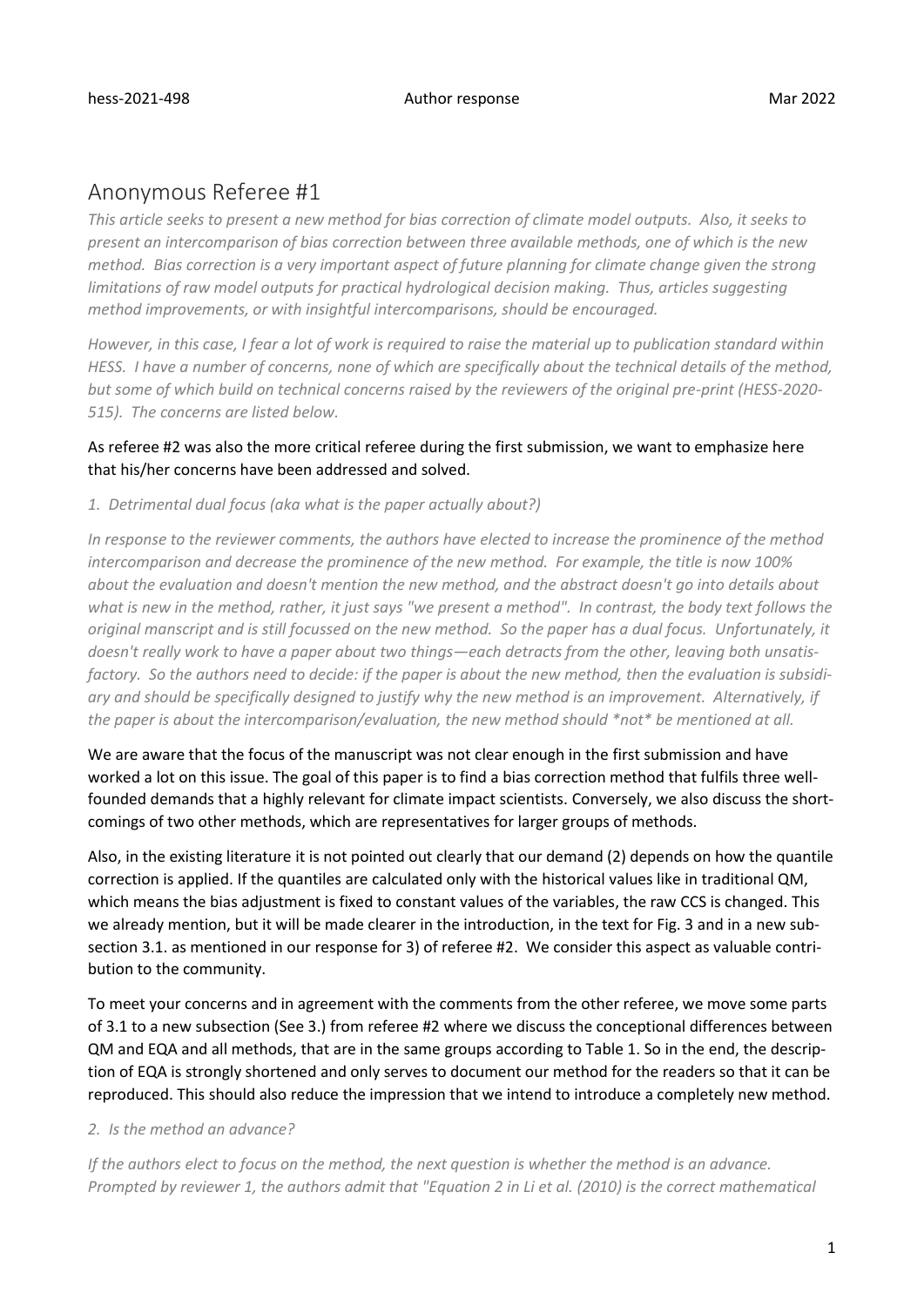# Anonymous Referee #1

*This article seeks to present a new method for bias correction of climate model outputs. Also, it seeks to present an intercomparison of bias correction between three available methods, one of which is the new method. Bias correction is a very important aspect of future planning for climate change given the strong limitations of raw model outputs for practical hydrological decision making. Thus, articles suggesting method improvements, or with insightful intercomparisons, should be encouraged.*

*However, in this case, I fear a lot of work is required to raise the material up to publication standard within HESS. I have a number of concerns, none of which are specifically about the technical details of the method, but some of which build on technical concerns raised by the reviewers of the original pre-print (HESS-2020-515). The concerns are listed below.*

As referee #2 was also the more critical referee during the first submission, we want to emphasize here that his/her concerns have been addressed and solved.

*1. Detrimental dual focus (aka what is the paper actually about?)*

*In response to the reviewer comments, the authors have elected to increase the prominence of the method intercomparison and decrease the prominence of the new method. For example, the title is now 100% about the evaluation and doesn't mention the new method, and the abstract doesn't go into details about what is new in the method, rather, it just says "we present a method". In contrast, the body text follows the original manscript and is still focussed on the new method. So the paper has a dual focus. Unfortunately, it doesn't really work to have a paper about two things—each detracts from the other, leaving both unsatisfactory. So the authors need to decide: if the paper is about the new method, then the evaluation is subsidiary and should be specifically designed to justify why the new method is an improvement. Alternatively, if the paper is about the intercomparison/evaluation, the new method should *not* be mentioned at all.*

We are aware that the focus of the manuscript was not clear enough in the first submission and have worked a lot on this issue. The goal of this paper is to find a bias correction method that fulfils three well-founded demands that a highly relevant for climate impact scientists. Conversely, we also discuss the short-comings of two other methods, which are representatives for larger groups of methods.

Also, in the existing literature it is not pointed out clearly that our demand (2) depends on how the quantile correction is applied. If the quantiles are calculated only with the historical values like in traditional QM, which means the bias adjustment is fixed to constant values of the variables, the raw CCS is changed. This we already mention, but it will be made clearer in the introduction, in the text for Fig. 3 and in a new sub-section 3.1. as mentioned in our response for 3) of referee #2. We consider this aspect as valuable contribution to the community.

To meet your concerns and in agreement with the comments from the other referee, we move some parts of 3.1 to a new subsection (See 3.) from referee #2 where we discuss the conceptional differences between QM and EQA and all methods, that are in the same groups according to Table 1. So in the end, the description of EQA is strongly shortened and only serves to document our method for the readers so that it can be reproduced. This should also reduce the impression that we intend to introduce a completely new method.

*2. Is the method an advance?*

*If the authors elect to focus on the method, the next question is whether the method is an advance. Prompted by reviewer 1, the authors admit that "Equation 2 in Li et al. (2010) is the correct mathematical*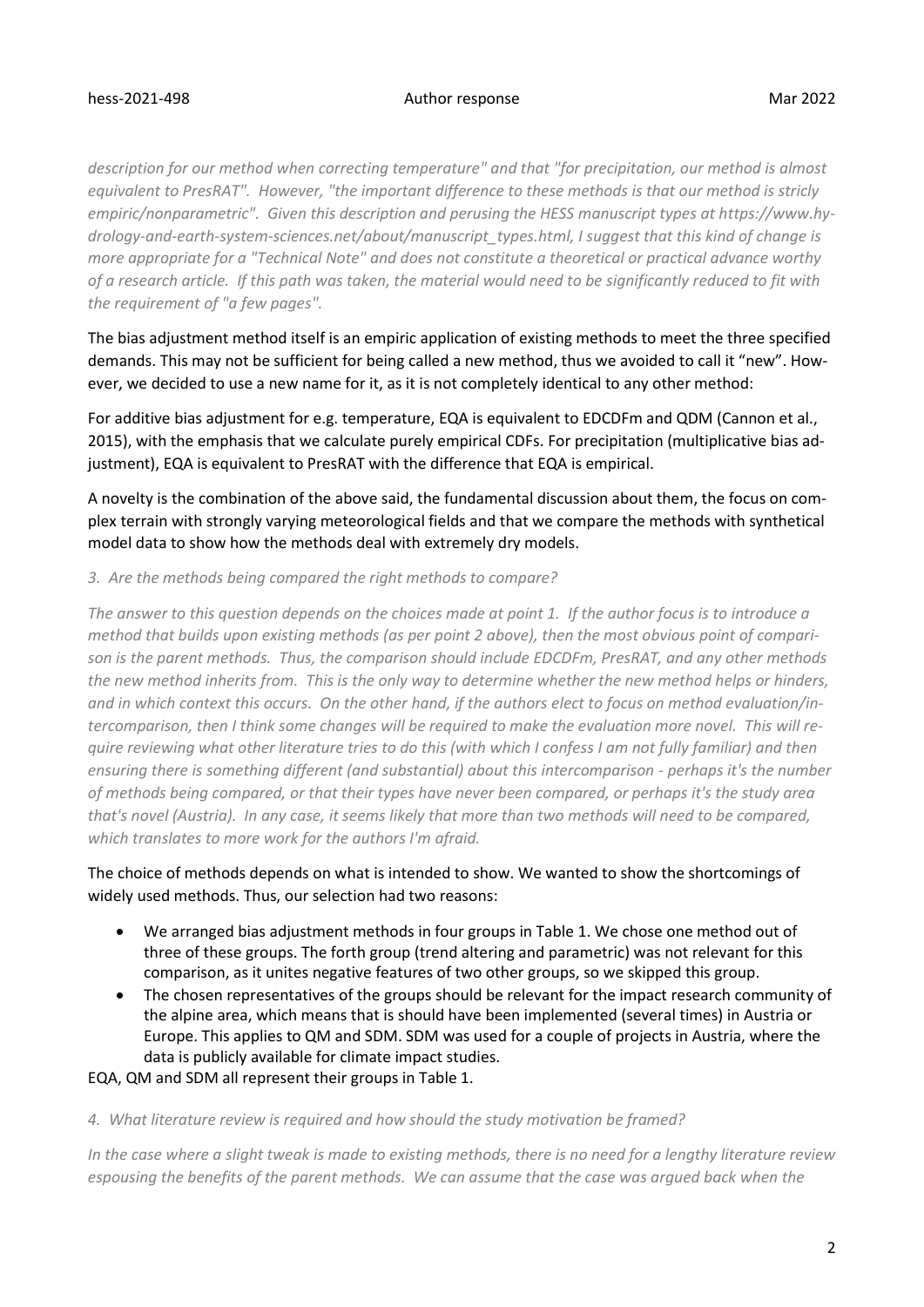*description for our method when correcting temperature" and that "for precipitation, our method is almost equivalent to PresRAT". However, "the important difference to these methods is that our method is stricly empiric/nonparametric". Given this description and perusing the HESS manuscript types at https://www.hydrology-and-earth-system-sciences.net/about/manuscript_types.html, I suggest that this kind of change is more appropriate for a "Technical Note" and does not constitute a theoretical or practical advance worthy of a research article. If this path was taken, the material would need to be significantly reduced to fit with the requirement of "a few pages".*

The bias adjustment method itself is an empiric application of existing methods to meet the three specified demands. This may not be sufficient for being called a new method, thus we avoided to call it "new". However, we decided to use a new name for it, as it is not completely identical to any other method:

For additive bias adjustment for e.g. temperature, EQA is equivalent to EDCDFm and QDM (Cannon et al., 2015), with the emphasis that we calculate purely empirical CDFs. For precipitation (multiplicative bias adjustment), EQA is equivalent to PresRAT with the difference that EQA is empirical.

A novelty is the combination of the above said, the fundamental discussion about them, the focus on complex terrain with strongly varying meteorological fields and that we compare the methods with synthetical model data to show how the methods deal with extremely dry models.

*3. Are the methods being compared the right methods to compare?*

*The answer to this question depends on the choices made at point 1. If the author focus is to introduce a method that builds upon existing methods (as per point 2 above), then the most obvious point of comparison is the parent methods. Thus, the comparison should include EDCDFm, PresRAT, and any other methods the new method inherits from. This is the only way to determine whether the new method helps or hinders, and in which context this occurs. On the other hand, if the authors elect to focus on method evaluation/intercomparison, then I think some changes will be required to make the evaluation more novel. This will require reviewing what other literature tries to do this (with which I confess I am not fully familiar) and then ensuring there is something different (and substantial) about this intercomparison - perhaps it's the number of methods being compared, or that their types have never been compared, or perhaps it's the study area that's novel (Austria). In any case, it seems likely that more than two methods will need to be compared, which translates to more work for the authors I'm afraid.*

The choice of methods depends on what is intended to show. We wanted to show the shortcomings of widely used methods. Thus, our selection had two reasons:

- We arranged bias adjustment methods in four groups in Table 1. We chose one method out of three of these groups. The forth group (trend altering and parametric) was not relevant for this comparison, as it unites negative features of two other groups, so we skipped this group.
- The chosen representatives of the groups should be relevant for the impact research community of the alpine area, which means that is should have been implemented (several times) in Austria or Europe. This applies to QM and SDM. SDM was used for a couple of projects in Austria, where the data is publicly available for climate impact studies.

EQA, QM and SDM all represent their groups in Table 1.

*4. What literature review is required and how should the study motivation be framed?*

*In the case where a slight tweak is made to existing methods, there is no need for a lengthy literature review espousing the benefits of the parent methods. We can assume that the case was argued back when the*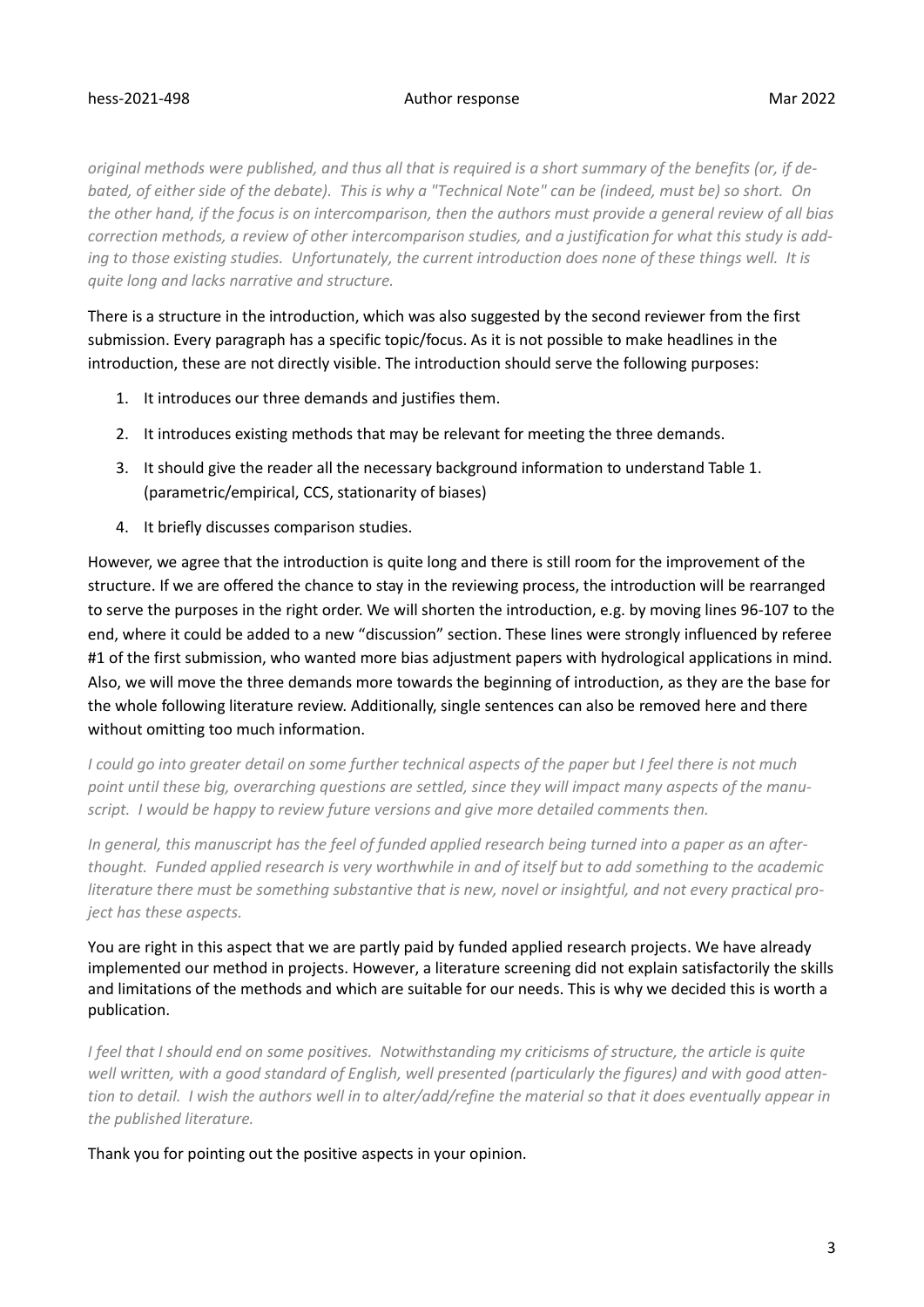*original methods were published, and thus all that is required is a short summary of the benefits (or, if debated, of either side of the debate). This is why a "Technical Note" can be (indeed, must be) so short. On the other hand, if the focus is on intercomparison, then the authors must provide a general review of all bias correction methods, a review of other intercomparison studies, and a justification for what this study is adding to those existing studies. Unfortunately, the current introduction does none of these things well. It is quite long and lacks narrative and structure.*

There is a structure in the introduction, which was also suggested by the second reviewer from the first submission. Every paragraph has a specific topic/focus. As it is not possible to make headlines in the introduction, these are not directly visible. The introduction should serve the following purposes:

1. It introduces our three demands and justifies them.
2. It introduces existing methods that may be relevant for meeting the three demands.
3. It should give the reader all the necessary background information to understand Table 1. (parametric/empirical, CCS, stationarity of biases)
4. It briefly discusses comparison studies.

However, we agree that the introduction is quite long and there is still room for the improvement of the structure. If we are offered the chance to stay in the reviewing process, the introduction will be rearranged to serve the purposes in the right order. We will shorten the introduction, e.g. by moving lines 96-107 to the end, where it could be added to a new "discussion" section. These lines were strongly influenced by referee #1 of the first submission, who wanted more bias adjustment papers with hydrological applications in mind. Also, we will move the three demands more towards the beginning of introduction, as they are the base for the whole following literature review. Additionally, single sentences can also be removed here and there without omitting too much information.

*I could go into greater detail on some further technical aspects of the paper but I feel there is not much point until these big, overarching questions are settled, since they will impact many aspects of the manuscript. I would be happy to review future versions and give more detailed comments then.*

*In general, this manuscript has the feel of funded applied research being turned into a paper as an afterthought. Funded applied research is very worthwhile in and of itself but to add something to the academic literature there must be something substantive that is new, novel or insightful, and not every practical project has these aspects.*

You are right in this aspect that we are partly paid by funded applied research projects. We have already implemented our method in projects. However, a literature screening did not explain satisfactorily the skills and limitations of the methods and which are suitable for our needs. This is why we decided this is worth a publication.

*I feel that I should end on some positives. Notwithstanding my criticisms of structure, the article is quite well written, with a good standard of English, well presented (particularly the figures) and with good attention to detail. I wish the authors well in to alter/add/refine the material so that it does eventually appear in the published literature.*

Thank you for pointing out the positive aspects in your opinion.